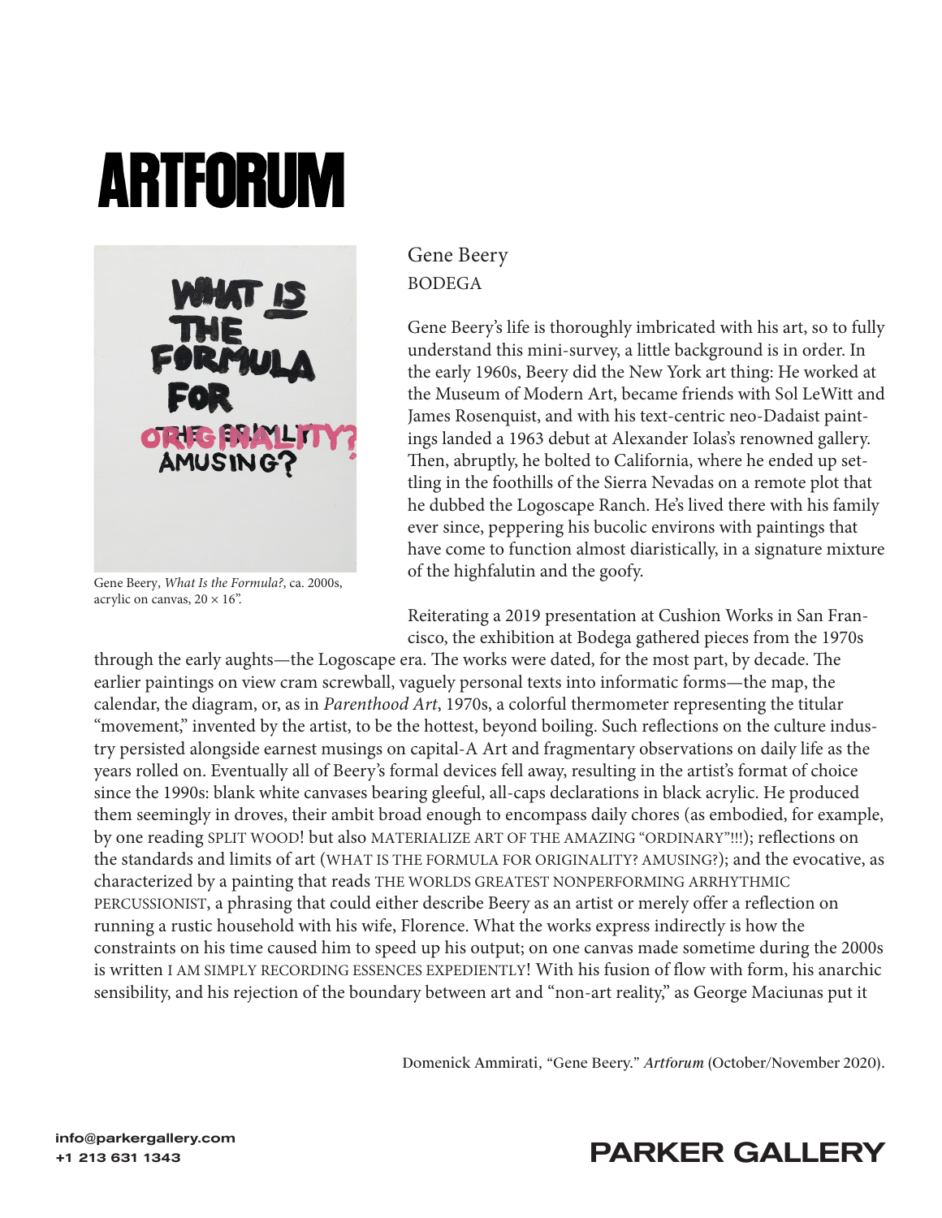# ARTFORUM

Gene Beery, *What Is the Formula?*, ca. 2000s, acrylic on canvas, 20 × 16".

## Gene Beery

BODEGA

Gene Beery's life is thoroughly imbricated with his art, so to fully understand this mini-survey, a little background is in order. In the early 1960s, Beery did the New York art thing: He worked at the Museum of Modern Art, became friends with Sol LeWitt and James Rosenquist, and with his text-centric neo-Dadaist paintings landed a 1963 debut at Alexander Iolas's renowned gallery. Then, abruptly, he bolted to California, where he ended up settling in the foothills of the Sierra Nevadas on a remote plot that he dubbed the Logoscape Ranch. He's lived there with his family ever since, peppering his bucolic environs with paintings that have come to function almost diaristically, in a signature mixture of the highfalutin and the goofy.

Reiterating a 2019 presentation at Cushion Works in San Francisco, the exhibition at Bodega gathered pieces from the 1970s through the early aughts—the Logoscape era. The works were dated, for the most part, by decade. The earlier paintings on view cram screwball, vaguely personal texts into informatic forms—the map, the calendar, the diagram, or, as in *Parenthood Art*, 1970s, a colorful thermometer representing the titular "movement," invented by the artist, to be the hottest, beyond boiling. Such reflections on the culture industry persisted alongside earnest musings on capital-A Art and fragmentary observations on daily life as the years rolled on. Eventually all of Beery's formal devices fell away, resulting in the artist's format of choice since the 1990s: blank white canvases bearing gleeful, all-caps declarations in black acrylic. He produced them seemingly in droves, their ambit broad enough to encompass daily chores (as embodied, for example, by one reading SPLIT WOOD! but also MATERIALIZE ART OF THE AMAZING "ORDINARY"!!!); reflections on the standards and limits of art (WHAT IS THE FORMULA FOR ORIGINALITY? AMUSING?); and the evocative, as characterized by a painting that reads THE WORLDS GREATEST NONPERFORMING ARRHYTHMIC PERCUSSIONIST, a phrasing that could either describe Beery as an artist or merely offer a reflection on running a rustic household with his wife, Florence. What the works express indirectly is how the constraints on his time caused him to speed up his output; on one canvas made sometime during the 2000s is written I AM SIMPLY RECORDING ESSENCES EXPEDIENTLY! With his fusion of flow with form, his anarchic sensibility, and his rejection of the boundary between art and "non-art reality," as George Maciunas put it

Domenick Ammirati, "Gene Beery." *Artforum* (October/November 2020).

info@parkergallery.com
+1 213 631 1343

PARKER GALLERY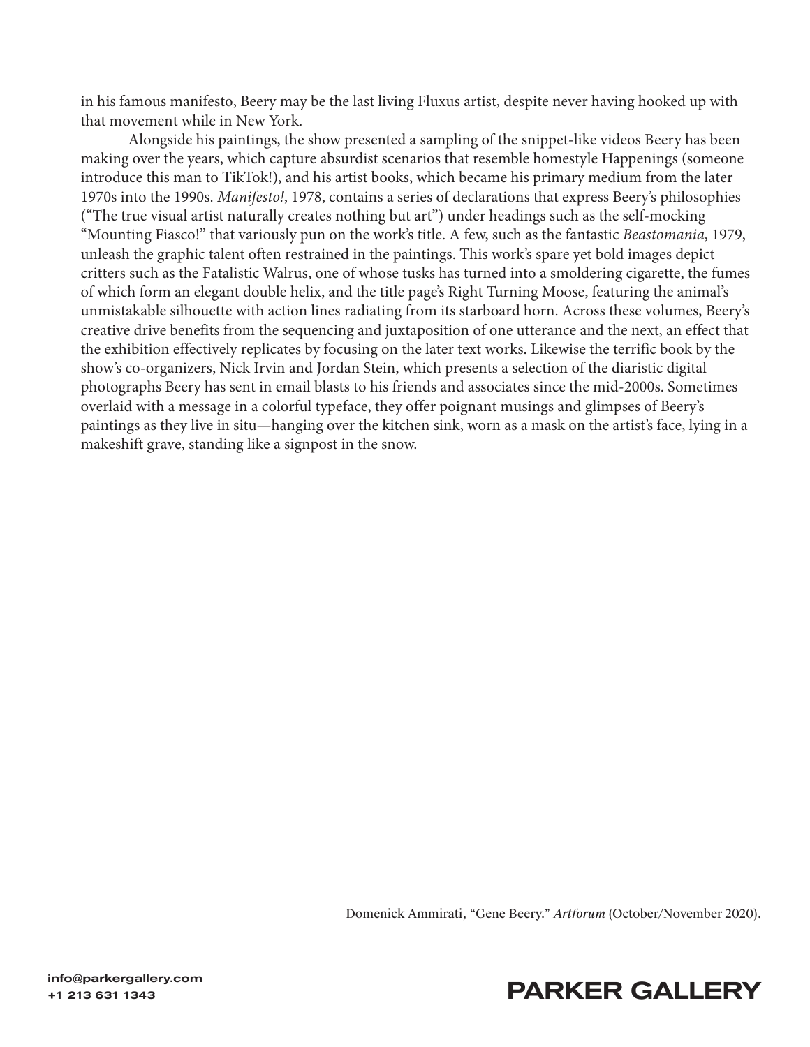in his famous manifesto, Beery may be the last living Fluxus artist, despite never having hooked up with that movement while in New York.

Alongside his paintings, the show presented a sampling of the snippet-like videos Beery has been making over the years, which capture absurdist scenarios that resemble homestyle Happenings (someone introduce this man to TikTok!), and his artist books, which became his primary medium from the later 1970s into the 1990s. *Manifesto!*, 1978, contains a series of declarations that express Beery's philosophies ("The true visual artist naturally creates nothing but art") under headings such as the self-mocking "Mounting Fiasco!" that variously pun on the work's title. A few, such as the fantastic *Beastomania*, 1979, unleash the graphic talent often restrained in the paintings. This work's spare yet bold images depict critters such as the Fatalistic Walrus, one of whose tusks has turned into a smoldering cigarette, the fumes of which form an elegant double helix, and the title page's Right Turning Moose, featuring the animal's unmistakable silhouette with action lines radiating from its starboard horn. Across these volumes, Beery's creative drive benefits from the sequencing and juxtaposition of one utterance and the next, an effect that the exhibition effectively replicates by focusing on the later text works. Likewise the terrific book by the show's co-organizers, Nick Irvin and Jordan Stein, which presents a selection of the diaristic digital photographs Beery has sent in email blasts to his friends and associates since the mid-2000s. Sometimes overlaid with a message in a colorful typeface, they offer poignant musings and glimpses of Beery's paintings as they live in situ—hanging over the kitchen sink, worn as a mask on the artist's face, lying in a makeshift grave, standing like a signpost in the snow.

Domenick Ammirati, "Gene Beery." *Artforum* (October/November 2020).